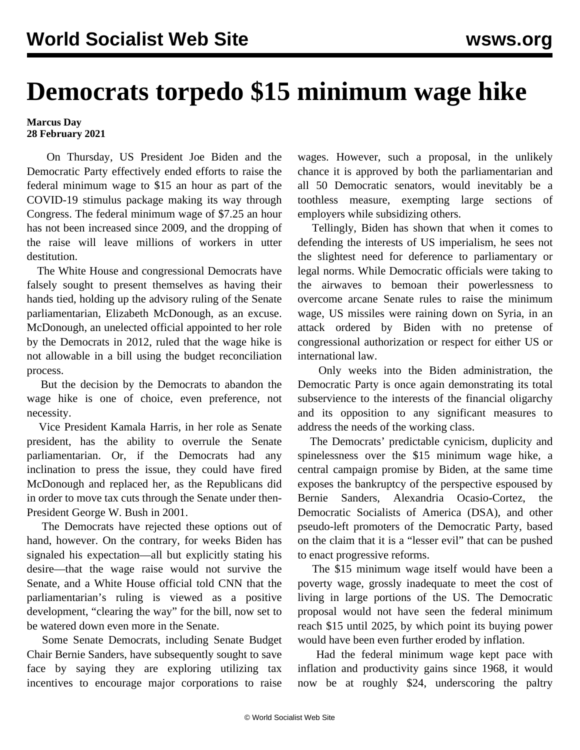# Democrats torpedo $15 minimum wage hike

**Marcus Day**
**28 February 2021**

On Thursday, US President Joe Biden and the Democratic Party effectively ended efforts to raise the federal minimum wage to $15 an hour as part of the COVID-19 stimulus package making its way through Congress. The federal minimum wage of $7.25 an hour has not been increased since 2009, and the dropping of the raise will leave millions of workers in utter destitution.

The White House and congressional Democrats have falsely sought to present themselves as having their hands tied, holding up the advisory ruling of the Senate parliamentarian, Elizabeth McDonough, as an excuse. McDonough, an unelected official appointed to her role by the Democrats in 2012, ruled that the wage hike is not allowable in a bill using the budget reconciliation process.

But the decision by the Democrats to abandon the wage hike is one of choice, even preference, not necessity.

Vice President Kamala Harris, in her role as Senate president, has the ability to overrule the Senate parliamentarian. Or, if the Democrats had any inclination to press the issue, they could have fired McDonough and replaced her, as the Republicans did in order to move tax cuts through the Senate under then-President George W. Bush in 2001.

The Democrats have rejected these options out of hand, however. On the contrary, for weeks Biden has signaled his expectation—all but explicitly stating his desire—that the wage raise would not survive the Senate, and a White House official told CNN that the parliamentarian's ruling is viewed as a positive development, "clearing the way" for the bill, now set to be watered down even more in the Senate.

Some Senate Democrats, including Senate Budget Chair Bernie Sanders, have subsequently sought to save face by saying they are exploring utilizing tax incentives to encourage major corporations to raise wages. However, such a proposal, in the unlikely chance it is approved by both the parliamentarian and all 50 Democratic senators, would inevitably be a toothless measure, exempting large sections of employers while subsidizing others.

Tellingly, Biden has shown that when it comes to defending the interests of US imperialism, he sees not the slightest need for deference to parliamentary or legal norms. While Democratic officials were taking to the airwaves to bemoan their powerlessness to overcome arcane Senate rules to raise the minimum wage, US missiles were raining down on Syria, in an attack ordered by Biden with no pretense of congressional authorization or respect for either US or international law.

Only weeks into the Biden administration, the Democratic Party is once again demonstrating its total subservience to the interests of the financial oligarchy and its opposition to any significant measures to address the needs of the working class.

The Democrats' predictable cynicism, duplicity and spinelessness over the $15 minimum wage hike, a central campaign promise by Biden, at the same time exposes the bankruptcy of the perspective espoused by Bernie Sanders, Alexandria Ocasio-Cortez, the Democratic Socialists of America (DSA), and other pseudo-left promoters of the Democratic Party, based on the claim that it is a "lesser evil" that can be pushed to enact progressive reforms.

The $15 minimum wage itself would have been a poverty wage, grossly inadequate to meet the cost of living in large portions of the US. The Democratic proposal would not have seen the federal minimum reach $15 until 2025, by which point its buying power would have been even further eroded by inflation.

Had the federal minimum wage kept pace with inflation and productivity gains since 1968, it would now be at roughly $24, underscoring the paltry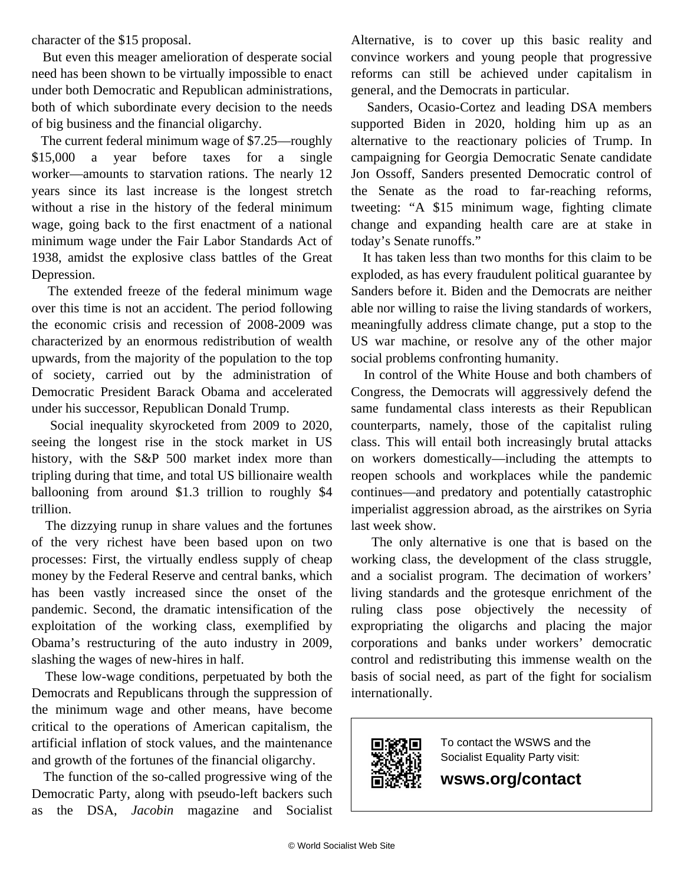character of the $15 proposal.

But even this meager amelioration of desperate social need has been shown to be virtually impossible to enact under both Democratic and Republican administrations, both of which subordinate every decision to the needs of big business and the financial oligarchy.

The current federal minimum wage of $7.25—roughly $15,000 a year before taxes for a single worker—amounts to starvation rations. The nearly 12 years since its last increase is the longest stretch without a rise in the history of the federal minimum wage, going back to the first enactment of a national minimum wage under the Fair Labor Standards Act of 1938, amidst the explosive class battles of the Great Depression.

The extended freeze of the federal minimum wage over this time is not an accident. The period following the economic crisis and recession of 2008-2009 was characterized by an enormous redistribution of wealth upwards, from the majority of the population to the top of society, carried out by the administration of Democratic President Barack Obama and accelerated under his successor, Republican Donald Trump.

Social inequality skyrocketed from 2009 to 2020, seeing the longest rise in the stock market in US history, with the S&P 500 market index more than tripling during that time, and total US billionaire wealth ballooning from around $1.3 trillion to roughly $4 trillion.

The dizzying runup in share values and the fortunes of the very richest have been based upon on two processes: First, the virtually endless supply of cheap money by the Federal Reserve and central banks, which has been vastly increased since the onset of the pandemic. Second, the dramatic intensification of the exploitation of the working class, exemplified by Obama's restructuring of the auto industry in 2009, slashing the wages of new-hires in half.

These low-wage conditions, perpetuated by both the Democrats and Republicans through the suppression of the minimum wage and other means, have become critical to the operations of American capitalism, the artificial inflation of stock values, and the maintenance and growth of the fortunes of the financial oligarchy.

The function of the so-called progressive wing of the Democratic Party, along with pseudo-left backers such as the DSA, *Jacobin* magazine and Socialist Alternative, is to cover up this basic reality and convince workers and young people that progressive reforms can still be achieved under capitalism in general, and the Democrats in particular.

Sanders, Ocasio-Cortez and leading DSA members supported Biden in 2020, holding him up as an alternative to the reactionary policies of Trump. In campaigning for Georgia Democratic Senate candidate Jon Ossoff, Sanders presented Democratic control of the Senate as the road to far-reaching reforms, tweeting: "A $15 minimum wage, fighting climate change and expanding health care are at stake in today's Senate runoffs."

It has taken less than two months for this claim to be exploded, as has every fraudulent political guarantee by Sanders before it. Biden and the Democrats are neither able nor willing to raise the living standards of workers, meaningfully address climate change, put a stop to the US war machine, or resolve any of the other major social problems confronting humanity.

In control of the White House and both chambers of Congress, the Democrats will aggressively defend the same fundamental class interests as their Republican counterparts, namely, those of the capitalist ruling class. This will entail both increasingly brutal attacks on workers domestically—including the attempts to reopen schools and workplaces while the pandemic continues—and predatory and potentially catastrophic imperialist aggression abroad, as the airstrikes on Syria last week show.

The only alternative is one that is based on the working class, the development of the class struggle, and a socialist program. The decimation of workers' living standards and the grotesque enrichment of the ruling class pose objectively the necessity of expropriating the oligarchs and placing the major corporations and banks under workers' democratic control and redistributing this immense wealth on the basis of social need, as part of the fight for socialism internationally.

To contact the WSWS and the Socialist Equality Party visit:

**wsws.org/contact**